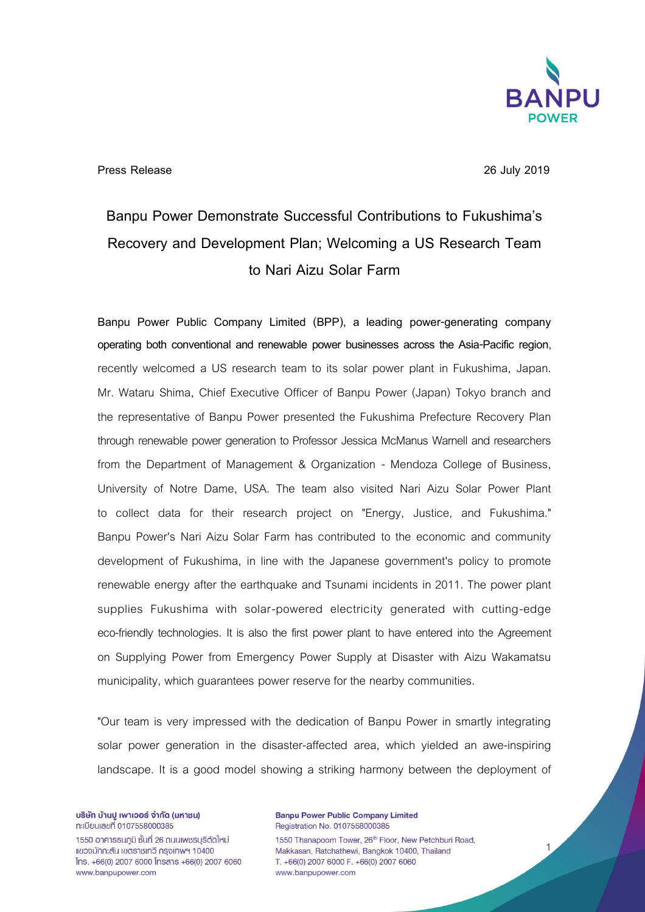Press Release

26 July 2019

# Banpu Power Demonstrate Successful Contributions to Fukushima's Recovery and Development Plan; Welcoming a US Research Team to Nari Aizu Solar Farm

**Banpu Power Public Company Limited (BPP), a leading power-generating company operating both conventional and renewable power businesses across the Asia-Pacific region**, recently welcomed a US research team to its solar power plant in Fukushima, Japan. Mr. Wataru Shima, Chief Executive Officer of Banpu Power (Japan) Tokyo branch and the representative of Banpu Power presented the Fukushima Prefecture Recovery Plan through renewable power generation to Professor Jessica McManus Warnell and researchers from the Department of Management & Organization - Mendoza College of Business, University of Notre Dame, USA. The team also visited Nari Aizu Solar Power Plant to collect data for their research project on "Energy, Justice, and Fukushima." Banpu Power's Nari Aizu Solar Farm has contributed to the economic and community development of Fukushima, in line with the Japanese government's policy to promote renewable energy after the earthquake and Tsunami incidents in 2011. The power plant supplies Fukushima with solar-powered electricity generated with cutting-edge eco-friendly technologies. It is also the first power plant to have entered into the Agreement on Supplying Power from Emergency Power Supply at Disaster with Aizu Wakamatsu municipality, which guarantees power reserve for the nearby communities.

"Our team is very impressed with the dedication of Banpu Power in smartly integrating solar power generation in the disaster-affected area, which yielded an awe-inspiring landscape. It is a good model showing a striking harmony between the deployment of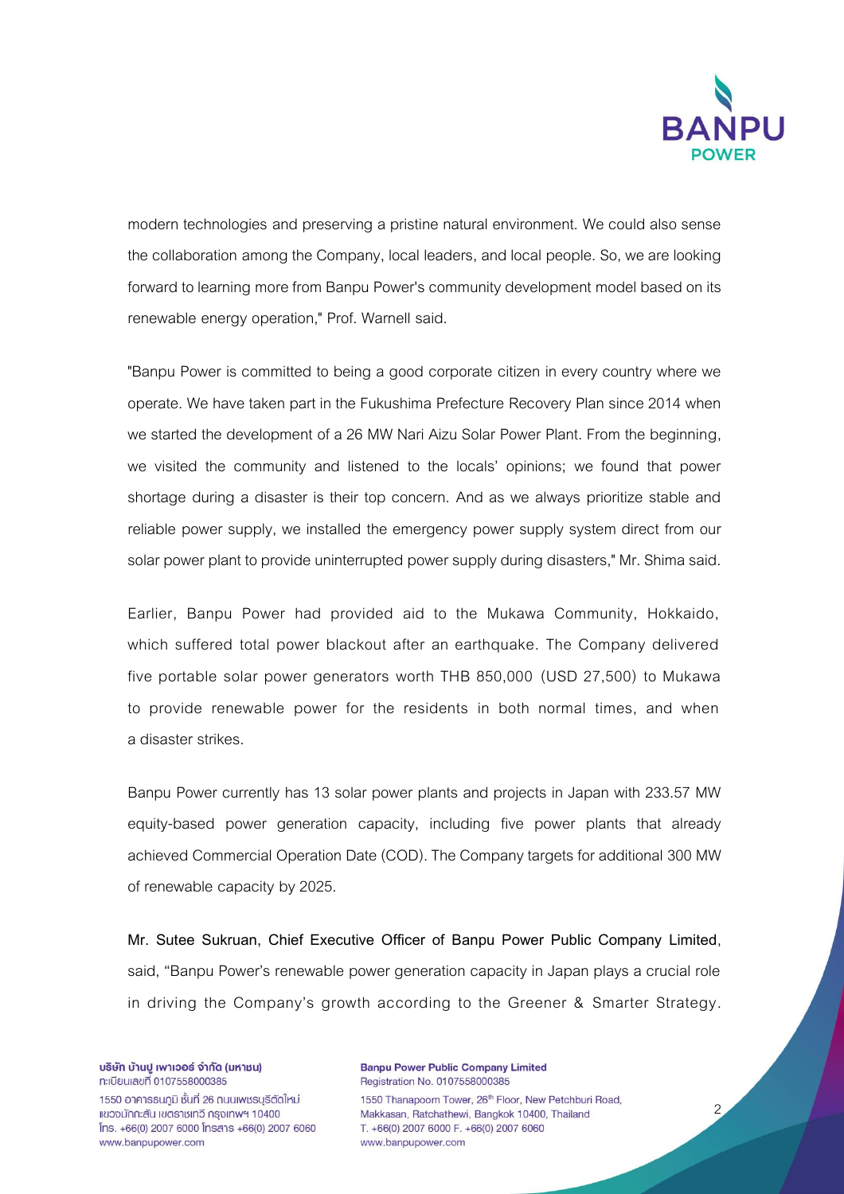modern technologies and preserving a pristine natural environment. We could also sense the collaboration among the Company, local leaders, and local people. So, we are looking forward to learning more from Banpu Power's community development model based on its renewable energy operation," Prof. Warnell said.

"Banpu Power is committed to being a good corporate citizen in every country where we operate. We have taken part in the Fukushima Prefecture Recovery Plan since 2014 when we started the development of a 26 MW Nari Aizu Solar Power Plant. From the beginning, we visited the community and listened to the locals' opinions; we found that power shortage during a disaster is their top concern. And as we always prioritize stable and reliable power supply, we installed the emergency power supply system direct from our solar power plant to provide uninterrupted power supply during disasters," Mr. Shima said.

Earlier, Banpu Power had provided aid to the Mukawa Community, Hokkaido, which suffered total power blackout after an earthquake. The Company delivered five portable solar power generators worth THB 850,000 (USD 27,500) to Mukawa to provide renewable power for the residents in both normal times, and when a disaster strikes.

Banpu Power currently has 13 solar power plants and projects in Japan with 233.57 MW equity-based power generation capacity, including five power plants that already achieved Commercial Operation Date (COD). The Company targets for additional 300 MW of renewable capacity by 2025.

**Mr. Sutee Sukruan, Chief Executive Officer of Banpu Power Public Company Limited**, said, "Banpu Power's renewable power generation capacity in Japan plays a crucial role in driving the Company's growth according to the Greener & Smarter Strategy.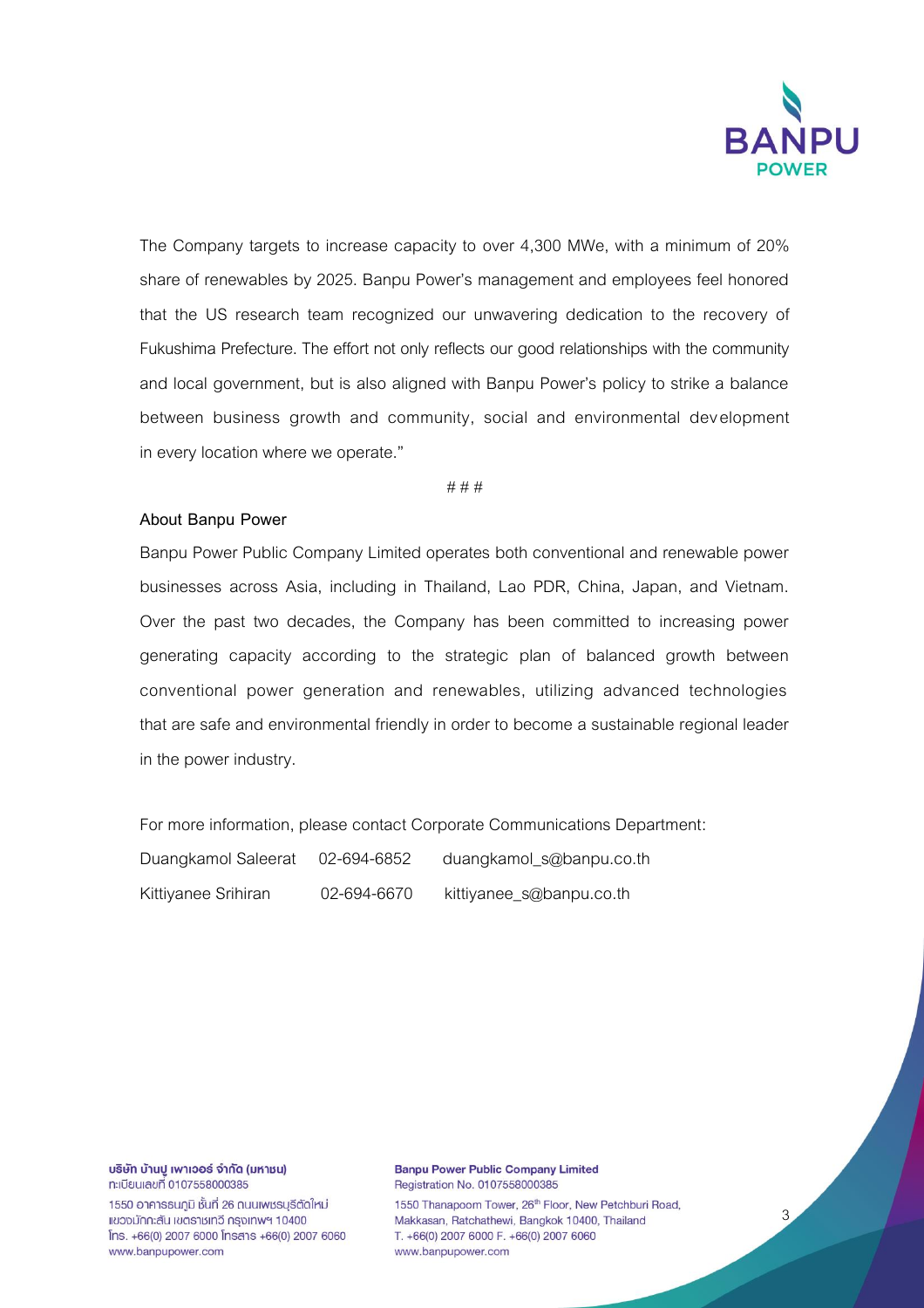The Company targets to increase capacity to over 4,300 MWe, with a minimum of 20% share of renewables by 2025. Banpu Power's management and employees feel honored that the US research team recognized our unwavering dedication to the recovery of Fukushima Prefecture. The effort not only reflects our good relationships with the community and local government, but is also aligned with Banpu Power's policy to strike a balance between business growth and community, social and environmental development in every location where we operate."

# # #

**About Banpu Power**

Banpu Power Public Company Limited operates both conventional and renewable power businesses across Asia, including in Thailand, Lao PDR, China, Japan, and Vietnam. Over the past two decades, the Company has been committed to increasing power generating capacity according to the strategic plan of balanced growth between conventional power generation and renewables, utilizing advanced technologies that are safe and environmental friendly in order to become a sustainable regional leader in the power industry.

For more information, please contact Corporate Communications Department:

| | | |
|---|---|---|
| Duangkamol Saleerat | 02-694-6852 | duangkamol_s@banpu.co.th |
| Kittiyanee Srihiran | 02-694-6670 | kittiyanee_s@banpu.co.th |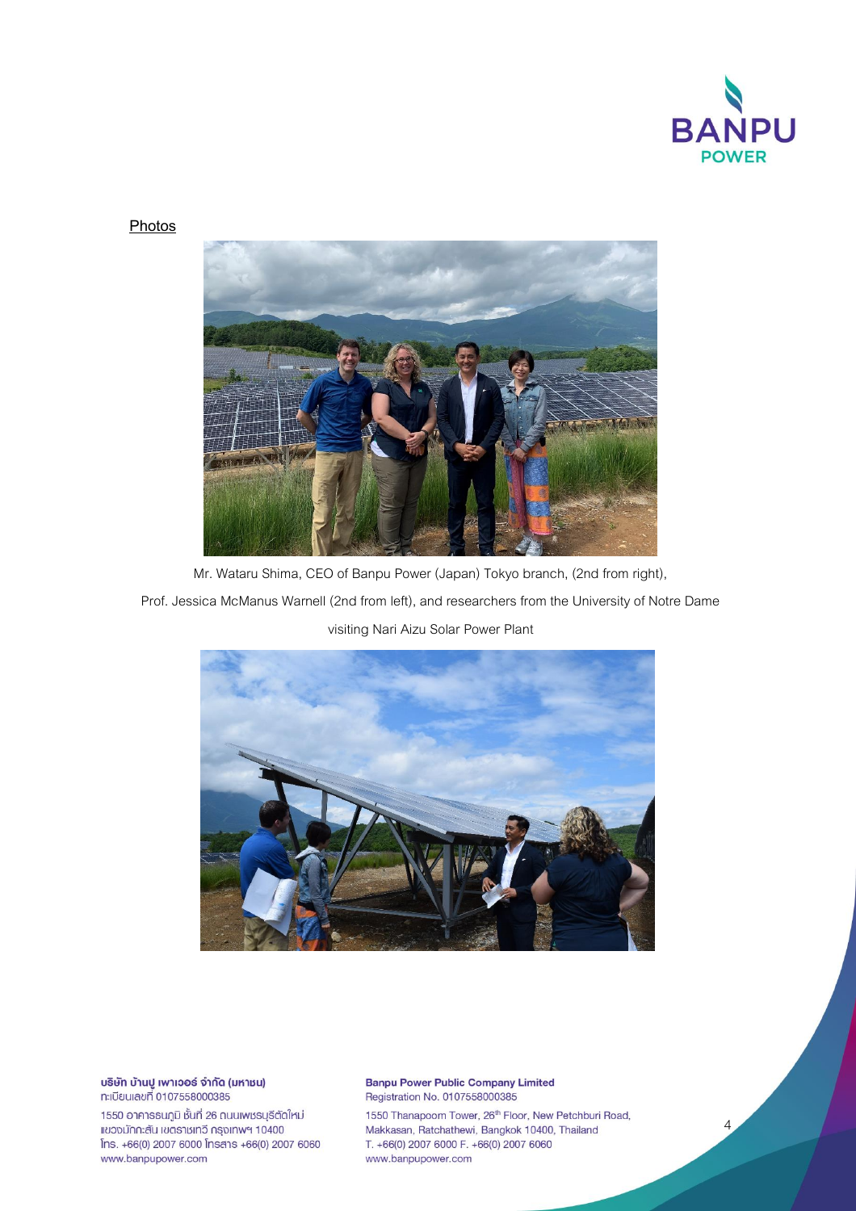Photos

Mr. Wataru Shima, CEO of Banpu Power (Japan) Tokyo branch, (2nd from right),

Prof. Jessica McManus Warnell (2nd from left), and researchers from the University of Notre Dame

visiting Nari Aizu Solar Power Plant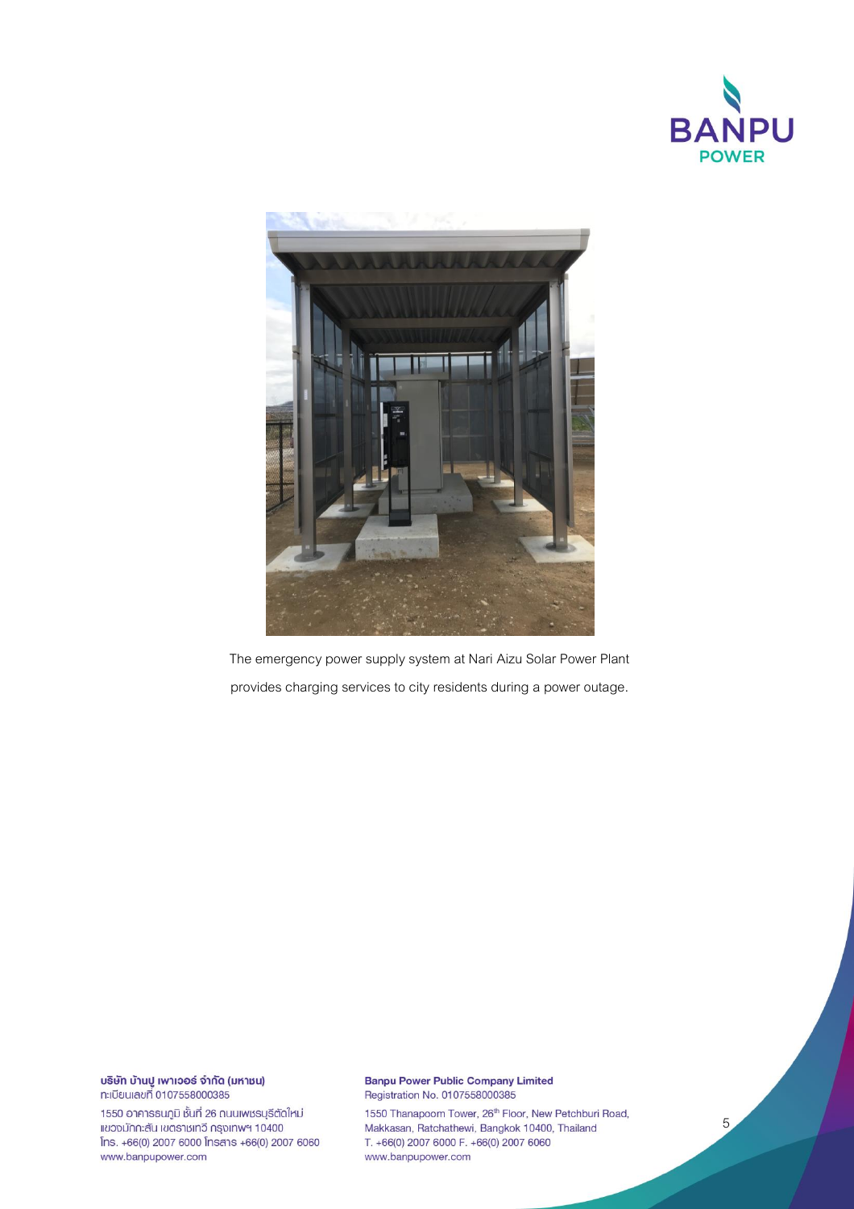The emergency power supply system at Nari Aizu Solar Power Plant provides charging services to city residents during a power outage.